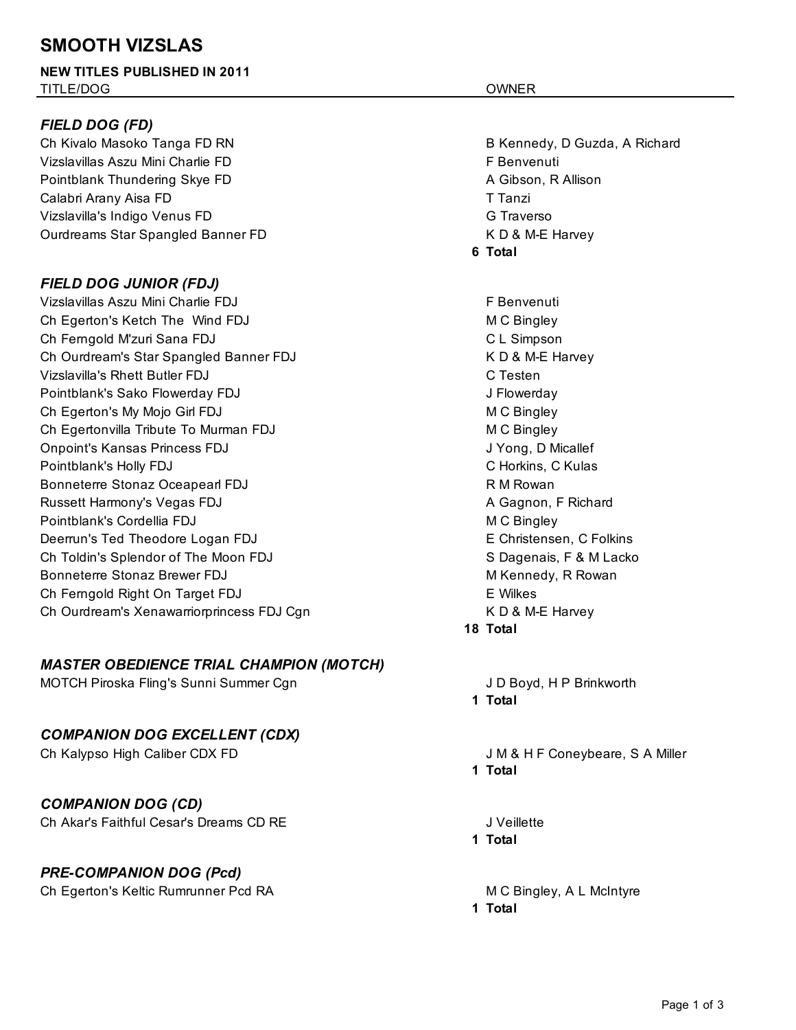# SMOOTH VIZSLAS

**NEW TITLES PUBLISHED IN 2011**

| TITLE/DOG | OWNER |
|---|---|
| ***FIELD DOG (FD)*** | |
| Ch Kivalo Masoko Tanga FD RN | B Kennedy, D Guzda, A Richard |
| Vizslavillas Aszu Mini Charlie FD | F Benvenuti |
| Pointblank Thundering Skye FD | A Gibson, R Allison |
| Calabri Arany Aisa FD | T Tanzi |
| Vizslavilla's Indigo Venus FD | G Traverso |
| Ourdreams Star Spangled Banner FD | K D & M-E Harvey |
| | **6 Total** |
| ***FIELD DOG JUNIOR (FDJ)*** | |
| Vizslavillas Aszu Mini Charlie FDJ | F Benvenuti |
| Ch Egerton's Ketch The Wind FDJ | M C Bingley |
| Ch Ferngold M'zuri Sana FDJ | C L Simpson |
| Ch Ourdream's Star Spangled Banner FDJ | K D & M-E Harvey |
| Vizslavilla's Rhett Butler FDJ | C Testen |
| Pointblank's Sako Flowerday FDJ | J Flowerday |
| Ch Egerton's My Mojo Girl FDJ | M C Bingley |
| Ch Egertonvilla Tribute To Murman FDJ | M C Bingley |
| Onpoint's Kansas Princess FDJ | J Yong, D Micallef |
| Pointblank's Holly FDJ | C Horkins, C Kulas |
| Bonneterre Stonaz Oceapearl FDJ | R M Rowan |
| Russett Harmony's Vegas FDJ | A Gagnon, F Richard |
| Pointblank's Cordellia FDJ | M C Bingley |
| Deerrun's Ted Theodore Logan FDJ | E Christensen, C Folkins |
| Ch Toldin's Splendor of The Moon FDJ | S Dagenais, F & M Lacko |
| Bonneterre Stonaz Brewer FDJ | M Kennedy, R Rowan |
| Ch Ferngold Right On Target FDJ | E Wilkes |
| Ch Ourdream's Xenawarriorprincess FDJ Cgn | K D & M-E Harvey |
| | **18 Total** |
| ***MASTER OBEDIENCE TRIAL CHAMPION (MOTCH)*** | |
| MOTCH Piroska Fling's Sunni Summer Cgn | J D Boyd, H P Brinkworth |
| | **1 Total** |
| ***COMPANION DOG EXCELLENT (CDX)*** | |
| Ch Kalypso High Caliber CDX FD | J M & H F Coneybeare, S A Miller |
| | **1 Total** |
| ***COMPANION DOG (CD)*** | |
| Ch Akar's Faithful Cesar's Dreams CD RE | J Veillette |
| | **1 Total** |
| ***PRE-COMPANION DOG (Pcd)*** | |
| Ch Egerton's Keltic Rumrunner Pcd RA | M C Bingley, A L McIntyre |
| | **1 Total** |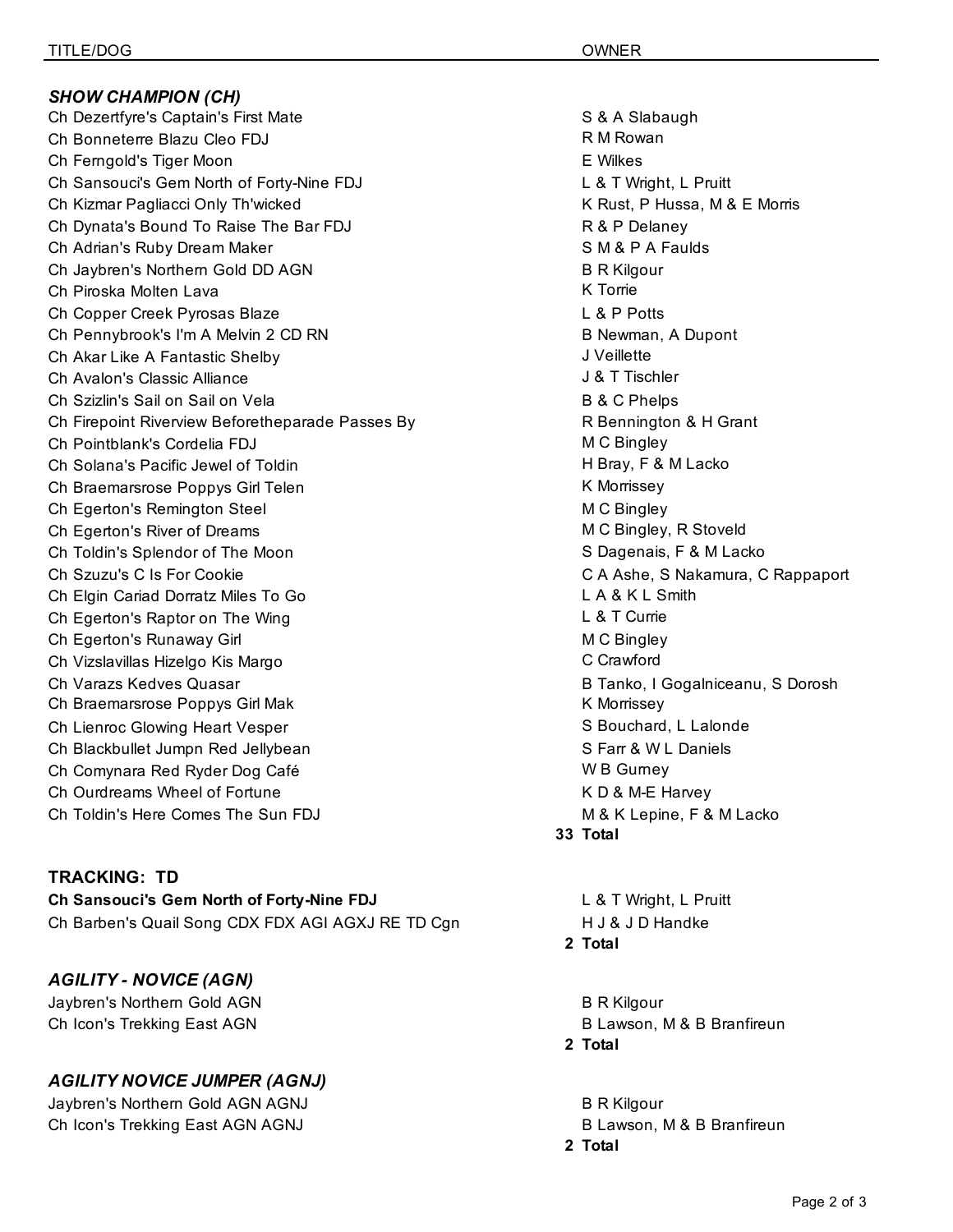| TITLE/DOG | OWNER |
| --- | --- |
| ***SHOW CHAMPION (CH)*** | |
| Ch Dezertfyre's Captain's First Mate | S & A Slabaugh |
| Ch Bonneterre Blazu Cleo FDJ | R M Rowan |
| Ch Ferngold's Tiger Moon | E Wilkes |
| Ch Sansouci's Gem North of Forty-Nine FDJ | L & T Wright, L Pruitt |
| Ch Kizmar Pagliacci Only Th'wicked | K Rust, P Hussa, M & E Morris |
| Ch Dynata's Bound To Raise The Bar FDJ | R & P Delaney |
| Ch Adrian's Ruby Dream Maker | S M & P A Faulds |
| Ch Jaybren's Northern Gold DD AGN | B R Kilgour |
| Ch Piroska Molten Lava | K Torrie |
| Ch Copper Creek Pyrosas Blaze | L & P Potts |
| Ch Pennybrook's I'm A Melvin 2 CD RN | B Newman, A Dupont |
| Ch Akar Like A Fantastic Shelby | J Veillette |
| Ch Avalon's Classic Alliance | J & T Tischler |
| Ch Szizlin's Sail on Sail on Vela | B & C Phelps |
| Ch Firepoint Riverview Beforetheparade Passes By | R Bennington & H Grant |
| Ch Pointblank's Cordelia FDJ | M C Bingley |
| Ch Solana's Pacific Jewel of Toldin | H Bray, F & M Lacko |
| Ch Braemarsrose Poppys Girl Telen | K Morrissey |
| Ch Egerton's Remington Steel | M C Bingley |
| Ch Egerton's River of Dreams | M C Bingley, R Stoveld |
| Ch Toldin's Splendor of The Moon | S Dagenais, F & M Lacko |
| Ch Szuzu's C Is For Cookie | C A Ashe, S Nakamura, C Rappaport |
| Ch Elgin Cariad Dorratz Miles To Go | L A & K L Smith |
| Ch Egerton's Raptor on The Wing | L & T Currie |
| Ch Egerton's Runaway Girl | M C Bingley |
| Ch Vizslavillas Hizelgo Kis Margo | C Crawford |
| Ch Varazs Kedves Quasar | B Tanko, I Gogalniceanu, S Dorosh |
| Ch Braemarsrose Poppys Girl Mak | K Morrissey |
| Ch Lienroc Glowing Heart Vesper | S Bouchard, L Lalonde |
| Ch Blackbullet Jumpn Red Jellybean | S Farr & W L Daniels |
| Ch Comynara Red Ryder Dog Café | W B Gurney |
| Ch Ourdreams Wheel of Fortune | K D & M-E Harvey |
| Ch Toldin's Here Comes The Sun FDJ | M & K Lepine, F & M Lacko |
| | **33 Total** |
| **TRACKING: TD** | |
| **Ch Sansouci's Gem North of Forty-Nine FDJ** | L & T Wright, L Pruitt |
| Ch Barben's Quail Song CDX FDX AGI AGXJ RE TD Cgn | H J & J D Handke |
| | **2 Total** |
| ***AGILITY - NOVICE (AGN)*** | |
| Jaybren's Northern Gold AGN | B R Kilgour |
| Ch Icon's Trekking East AGN | B Lawson, M & B Branfireun |
| | **2 Total** |
| ***AGILITY NOVICE JUMPER (AGNJ)*** | |
| Jaybren's Northern Gold AGN AGNJ | B R Kilgour |
| Ch Icon's Trekking East AGN AGNJ | B Lawson, M & B Branfireun |
| | **2 Total** |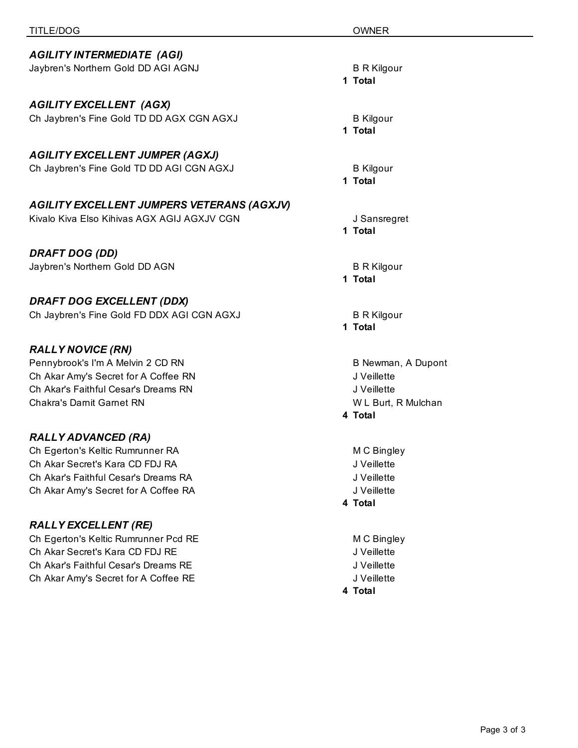| TITLE/DOG | OWNER |
|---|---|
| ***AGILITY INTERMEDIATE (AGI)*** | |
| Jaybren's Northern Gold DD AGI AGNJ | B R Kilgour |
| | **1 Total** |
| ***AGILITY EXCELLENT (AGX)*** | |
| Ch Jaybren's Fine Gold TD DD AGX CGN AGXJ | B Kilgour |
| | **1 Total** |
| ***AGILITY EXCELLENT JUMPER (AGXJ)*** | |
| Ch Jaybren's Fine Gold TD DD AGI CGN AGXJ | B Kilgour |
| | **1 Total** |
| ***AGILITY EXCELLENT JUMPERS VETERANS (AGXJV)*** | |
| Kivalo Kiva Elso Kihivas AGX AGIJ AGXJV CGN | J Sansregret |
| | **1 Total** |
| ***DRAFT DOG (DD)*** | |
| Jaybren's Northern Gold DD AGN | B R Kilgour |
| | **1 Total** |
| ***DRAFT DOG EXCELLENT (DDX)*** | |
| Ch Jaybren's Fine Gold FD DDX AGI CGN AGXJ | B R Kilgour |
| | **1 Total** |
| ***RALLY NOVICE (RN)*** | |
| Pennybrook's I'm A Melvin 2 CD RN | B Newman, A Dupont |
| Ch Akar Amy's Secret for A Coffee RN | J Veillette |
| Ch Akar's Faithful Cesar's Dreams RN | J Veillette |
| Chakra's Darnit Garnet RN | W L Burt, R Mulchan |
| | **4 Total** |
| ***RALLY ADVANCED (RA)*** | |
| Ch Egerton's Keltic Rumrunner RA | M C Bingley |
| Ch Akar Secret's Kara CD FDJ RA | J Veillette |
| Ch Akar's Faithful Cesar's Dreams RA | J Veillette |
| Ch Akar Amy's Secret for A Coffee RA | J Veillette |
| | **4 Total** |
| ***RALLY EXCELLENT (RE)*** | |
| Ch Egerton's Keltic Rumrunner Pcd RE | M C Bingley |
| Ch Akar Secret's Kara CD FDJ RE | J Veillette |
| Ch Akar's Faithful Cesar's Dreams RE | J Veillette |
| Ch Akar Amy's Secret for A Coffee RE | J Veillette |
| | **4 Total** |